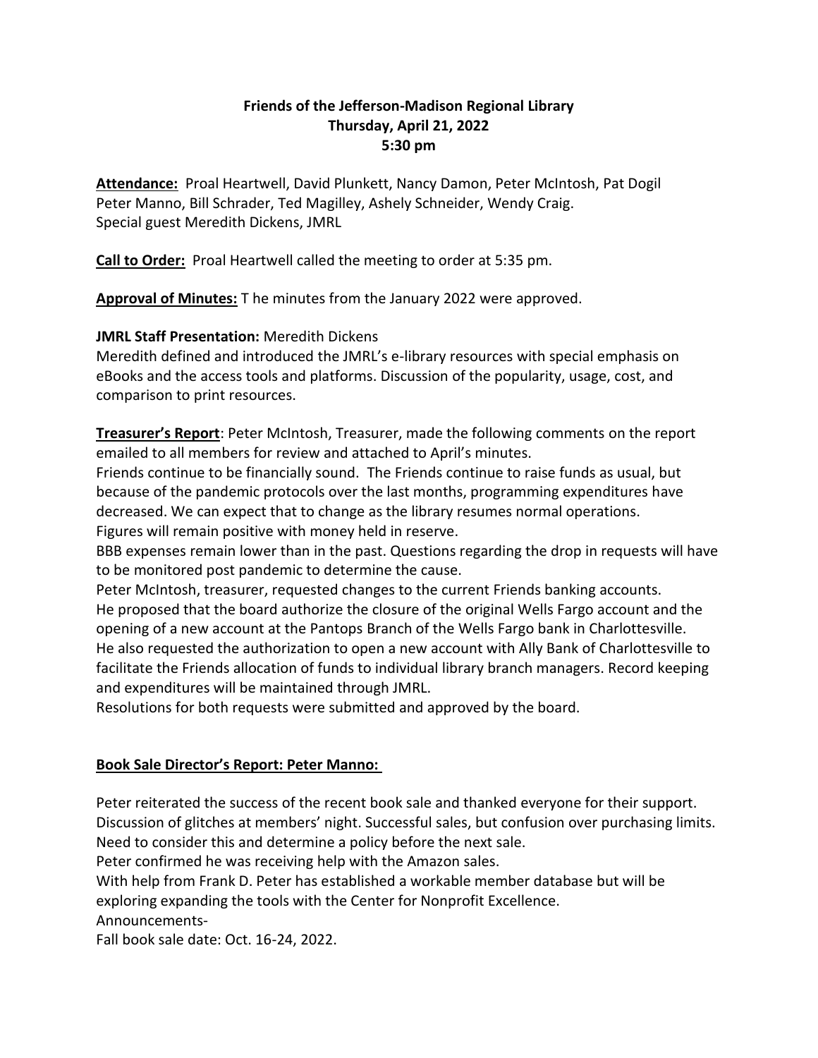**Friends of the Jefferson-Madison Regional Library**
**Thursday, April 21, 2022**
**5:30 pm**

**Attendance:** Proal Heartwell, David Plunkett, Nancy Damon, Peter McIntosh, Pat Dogil Peter Manno, Bill Schrader, Ted Magilley, Ashely Schneider, Wendy Craig. Special guest Meredith Dickens, JMRL

**Call to Order:** Proal Heartwell called the meeting to order at 5:35 pm.

**Approval of Minutes:** T he minutes from the January 2022 were approved.

**JMRL Staff Presentation:** Meredith Dickens
Meredith defined and introduced the JMRL's e-library resources with special emphasis on eBooks and the access tools and platforms. Discussion of the popularity, usage, cost, and comparison to print resources.

**Treasurer's Report**: Peter McIntosh, Treasurer, made the following comments on the report emailed to all members for review and attached to April's minutes.
Friends continue to be financially sound. The Friends continue to raise funds as usual, but because of the pandemic protocols over the last months, programming expenditures have decreased. We can expect that to change as the library resumes normal operations.
Figures will remain positive with money held in reserve.
BBB expenses remain lower than in the past. Questions regarding the drop in requests will have to be monitored post pandemic to determine the cause.
Peter McIntosh, treasurer, requested changes to the current Friends banking accounts.
He proposed that the board authorize the closure of the original Wells Fargo account and the opening of a new account at the Pantops Branch of the Wells Fargo bank in Charlottesville.
He also requested the authorization to open a new account with Ally Bank of Charlottesville to facilitate the Friends allocation of funds to individual library branch managers. Record keeping and expenditures will be maintained through JMRL.
Resolutions for both requests were submitted and approved by the board.

**Book Sale Director's Report: Peter Manno:**

Peter reiterated the success of the recent book sale and thanked everyone for their support.
Discussion of glitches at members' night. Successful sales, but confusion over purchasing limits.
Need to consider this and determine a policy before the next sale.
Peter confirmed he was receiving help with the Amazon sales.
With help from Frank D. Peter has established a workable member database but will be exploring expanding the tools with the Center for Nonprofit Excellence.
Announcements-
Fall book sale date: Oct. 16-24, 2022.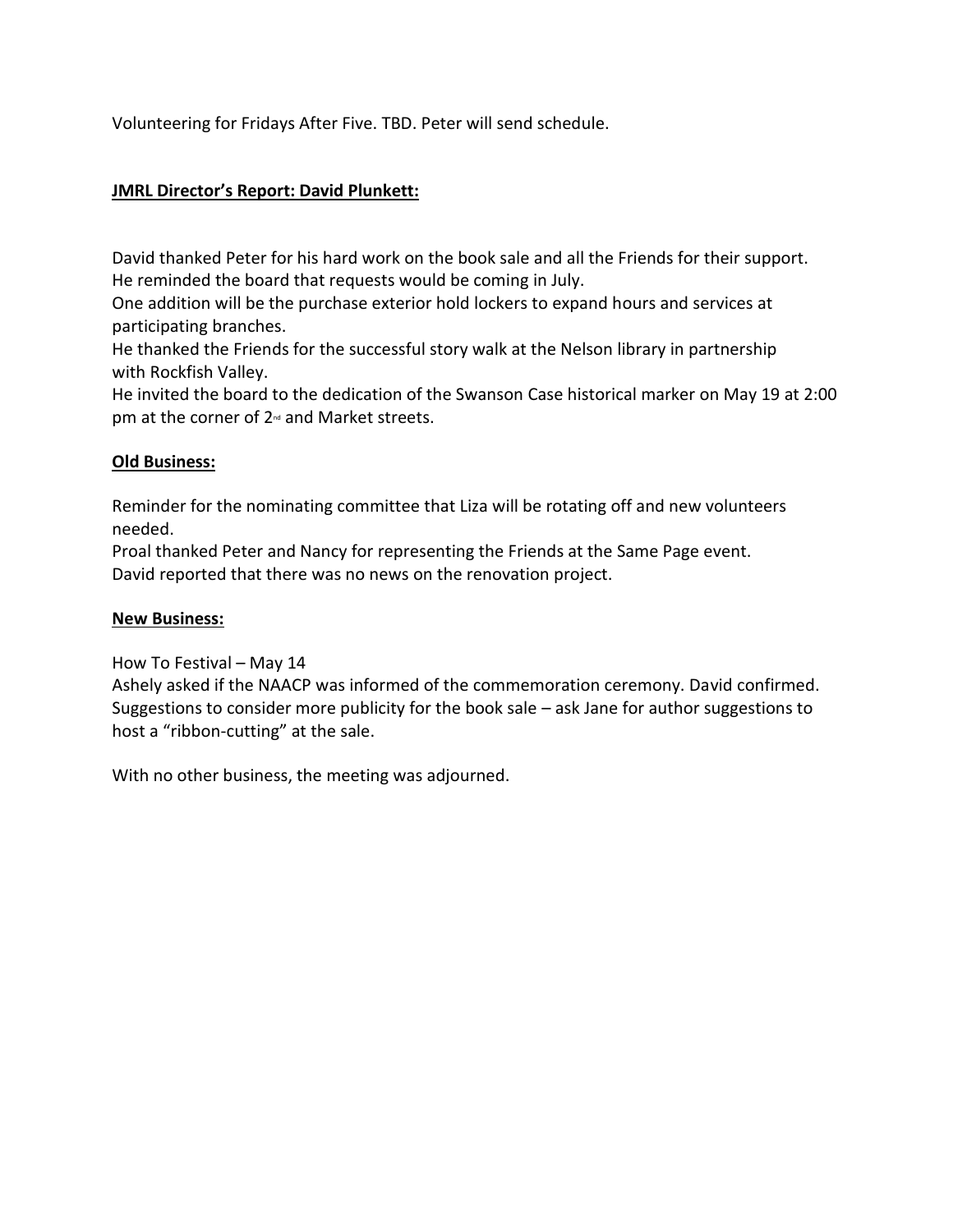Volunteering for Fridays After Five. TBD. Peter will send schedule.

**JMRL Director's Report: David Plunkett:**

David thanked Peter for his hard work on the book sale and all the Friends for their support.
He reminded the board that requests would be coming in July.
One addition will be the purchase exterior hold lockers to expand hours and services at participating branches.
He thanked the Friends for the successful story walk at the Nelson library in partnership with Rockfish Valley.
He invited the board to the dedication of the Swanson Case historical marker on May 19 at 2:00 pm at the corner of 2nd and Market streets.

**Old Business:**

Reminder for the nominating committee that Liza will be rotating off and new volunteers needed.
Proal thanked Peter and Nancy for representing the Friends at the Same Page event.
David reported that there was no news on the renovation project.

**New Business:**

How To Festival – May 14
Ashely asked if the NAACP was informed of the commemoration ceremony. David confirmed.
Suggestions to consider more publicity for the book sale – ask Jane for author suggestions to host a "ribbon-cutting" at the sale.

With no other business, the meeting was adjourned.